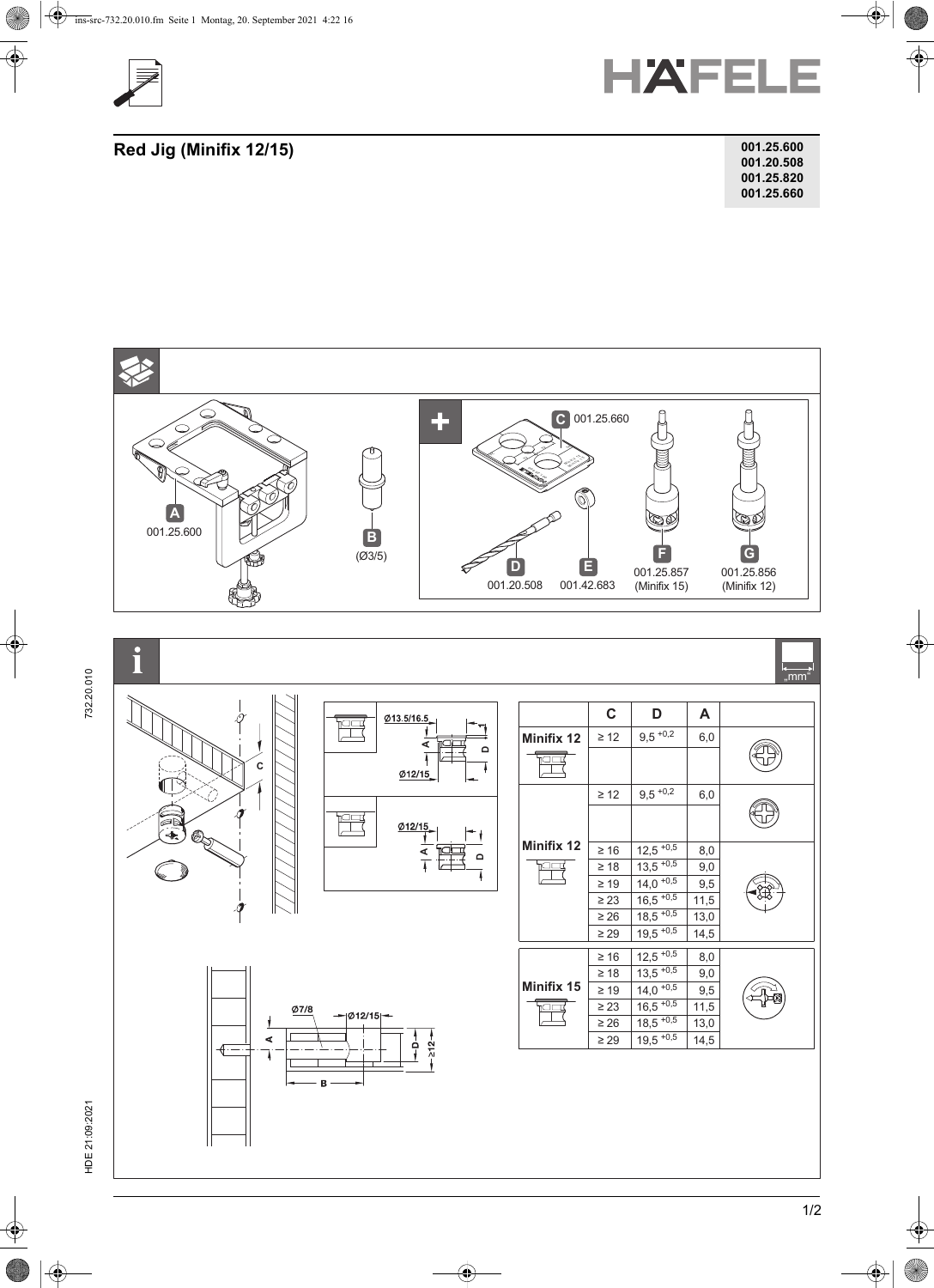# Red Jig (Minifix 12/15)

**001.25.600**
**001.20.508**
**001.25.820**
**001.25.660**

A 001.25.600

B (Ø3/5)

C 001.25.660

D 001.20.508

E 001.42.683

F 001.25.857 (Minifix 15)

G 001.25.856 (Minifix 12)

„mm"

Ø13.5/16.5

Ø12/15

Ø7/8

≥12

|  | C | D | A |
|---|---|---|---|
| Minifix 12 | ≥ 12 | 9,5 $^{+0,2}$ | 6,0 |
| Minifix 12 | ≥ 12 | 9,5 $^{+0,2}$ | 6,0 |
|  | ≥ 16 | 12,5 $^{+0,5}$ | 8,0 |
|  | ≥ 18 | 13,5 $^{+0,5}$ | 9,0 |
|  | ≥ 19 | 14,0 $^{+0,5}$ | 9,5 |
|  | ≥ 23 | 16,5 $^{+0,5}$ | 11,5 |
|  | ≥ 26 | 18,5 $^{+0,5}$ | 13,0 |
|  | ≥ 29 | 19,5 $^{+0,5}$ | 14,5 |
| Minifix 15 | ≥ 16 | 12,5 $^{+0,5}$ | 8,0 |
|  | ≥ 18 | 13,5 $^{+0,5}$ | 9,0 |
|  | ≥ 19 | 14,0 $^{+0,5}$ | 9,5 |
|  | ≥ 23 | 16,5 $^{+0,5}$ | 11,5 |
|  | ≥ 26 | 18,5 $^{+0,5}$ | 13,0 |
|  | ≥ 29 | 19,5 $^{+0,5}$ | 14,5 |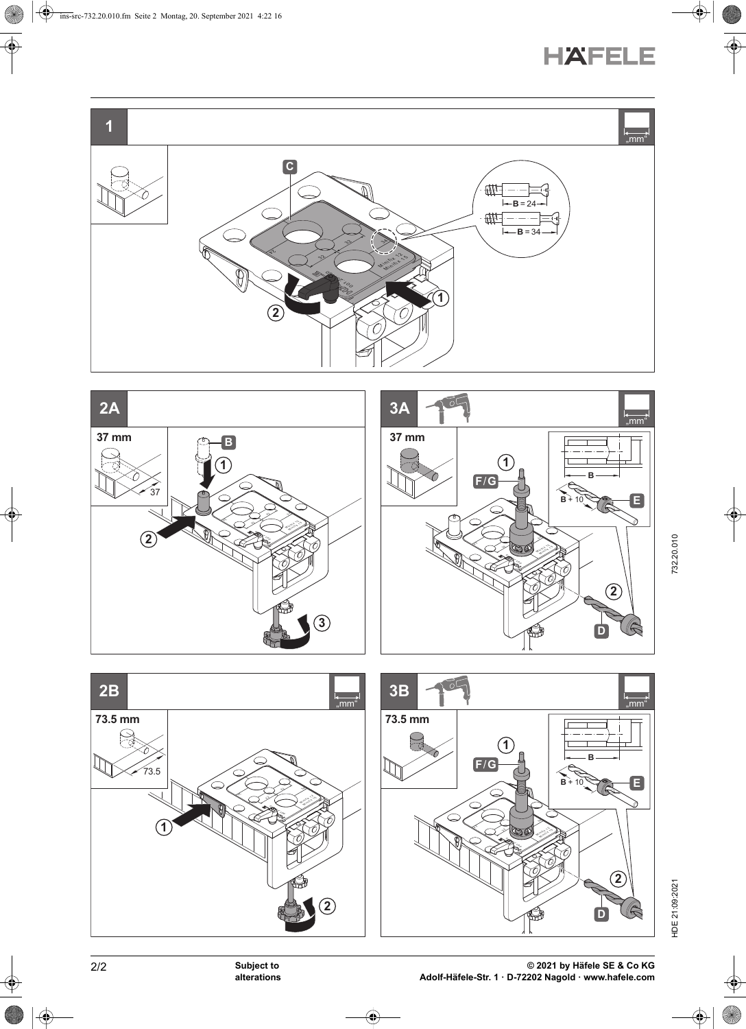## 1

„mm"

C

**B** = 24

**B** = 34

## 2A

37 mm

37

B

## 3A

37 mm

„mm"

F/G

B

B + 10

E

D

## 2B

73.5 mm

73.5

„mm"

## 3B

73.5 mm

„mm"

F/G

B

B + 10

E

D

732.20.010

HDE 21:09:2021

Subject to alterations

**© 2021 by Häfele SE & Co KG**
**Adolf-Häfele-Str. 1 · D-72202 Nagold · www.hafele.com**